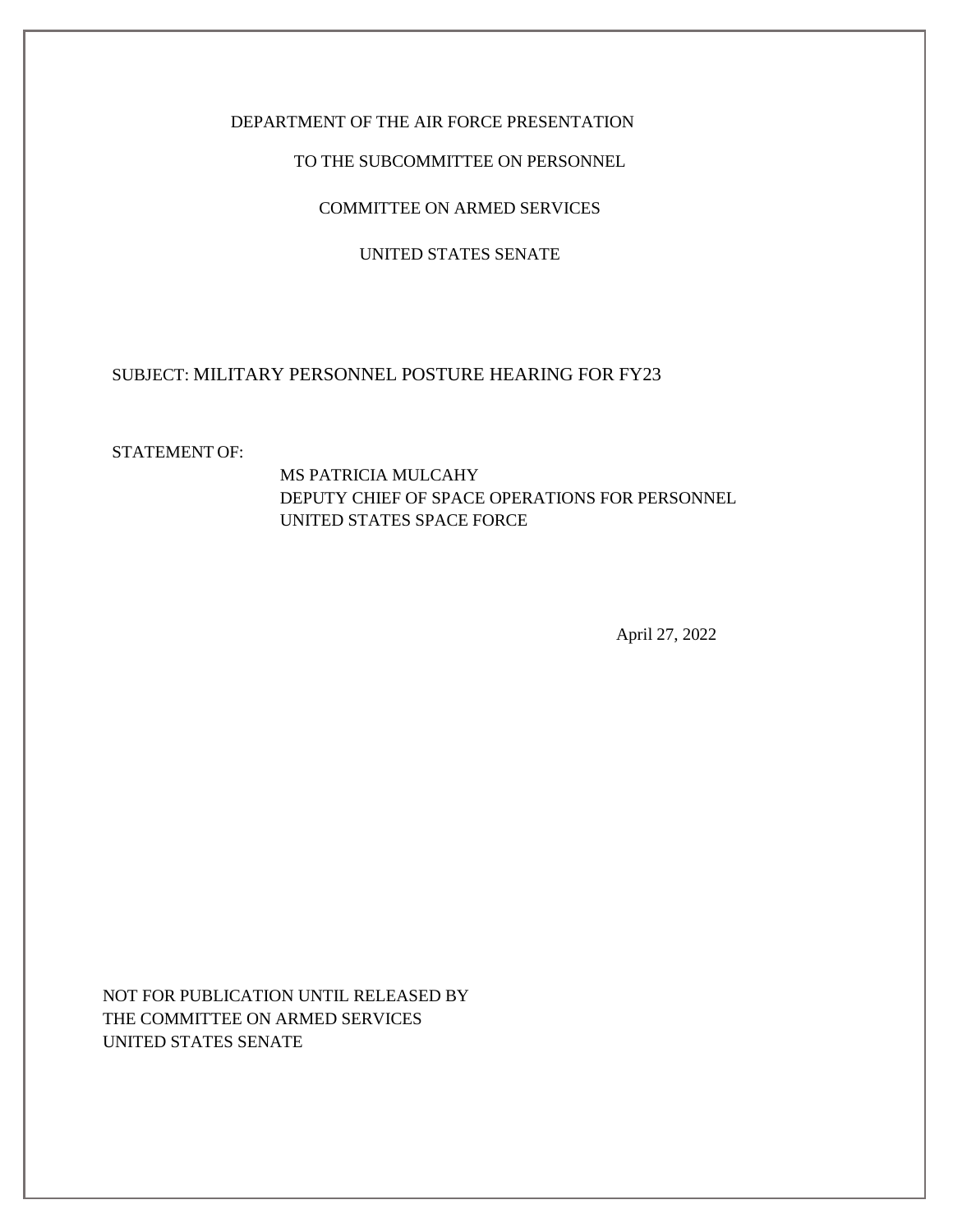DEPARTMENT OF THE AIR FORCE PRESENTATION

TO THE SUBCOMMITTEE ON PERSONNEL

COMMITTEE ON ARMED SERVICES

UNITED STATES SENATE

SUBJECT: MILITARY PERSONNEL POSTURE HEARING FOR FY23

STATEMENT OF:

MS PATRICIA MULCAHY
DEPUTY CHIEF OF SPACE OPERATIONS FOR PERSONNEL
UNITED STATES SPACE FORCE

April 27, 2022

NOT FOR PUBLICATION UNTIL RELEASED BY
THE COMMITTEE ON ARMED SERVICES
UNITED STATES SENATE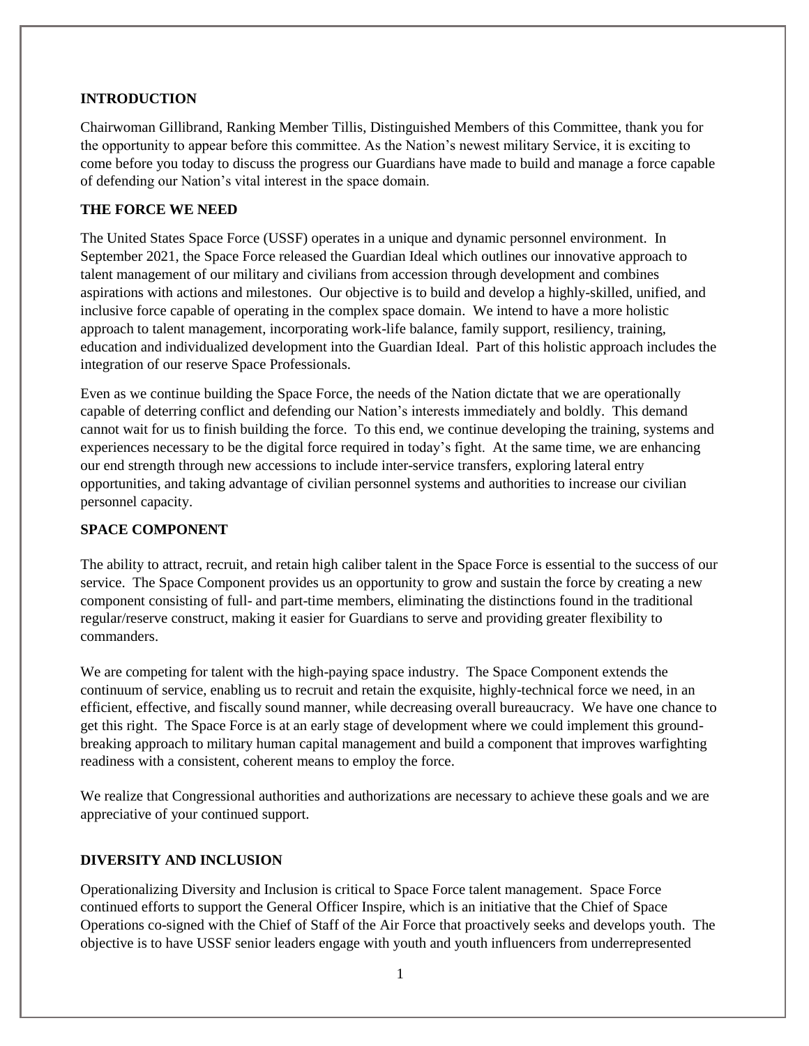## INTRODUCTION

Chairwoman Gillibrand, Ranking Member Tillis, Distinguished Members of this Committee, thank you for the opportunity to appear before this committee. As the Nation's newest military Service, it is exciting to come before you today to discuss the progress our Guardians have made to build and manage a force capable of defending our Nation's vital interest in the space domain.

## THE FORCE WE NEED

The United States Space Force (USSF) operates in a unique and dynamic personnel environment. In September 2021, the Space Force released the Guardian Ideal which outlines our innovative approach to talent management of our military and civilians from accession through development and combines aspirations with actions and milestones. Our objective is to build and develop a highly-skilled, unified, and inclusive force capable of operating in the complex space domain. We intend to have a more holistic approach to talent management, incorporating work-life balance, family support, resiliency, training, education and individualized development into the Guardian Ideal. Part of this holistic approach includes the integration of our reserve Space Professionals.

Even as we continue building the Space Force, the needs of the Nation dictate that we are operationally capable of deterring conflict and defending our Nation's interests immediately and boldly. This demand cannot wait for us to finish building the force. To this end, we continue developing the training, systems and experiences necessary to be the digital force required in today's fight. At the same time, we are enhancing our end strength through new accessions to include inter-service transfers, exploring lateral entry opportunities, and taking advantage of civilian personnel systems and authorities to increase our civilian personnel capacity.

## SPACE COMPONENT

The ability to attract, recruit, and retain high caliber talent in the Space Force is essential to the success of our service. The Space Component provides us an opportunity to grow and sustain the force by creating a new component consisting of full- and part-time members, eliminating the distinctions found in the traditional regular/reserve construct, making it easier for Guardians to serve and providing greater flexibility to commanders.

We are competing for talent with the high-paying space industry. The Space Component extends the continuum of service, enabling us to recruit and retain the exquisite, highly-technical force we need, in an efficient, effective, and fiscally sound manner, while decreasing overall bureaucracy. We have one chance to get this right. The Space Force is at an early stage of development where we could implement this ground-breaking approach to military human capital management and build a component that improves warfighting readiness with a consistent, coherent means to employ the force.

We realize that Congressional authorities and authorizations are necessary to achieve these goals and we are appreciative of your continued support.

## DIVERSITY AND INCLUSION

Operationalizing Diversity and Inclusion is critical to Space Force talent management. Space Force continued efforts to support the General Officer Inspire, which is an initiative that the Chief of Space Operations co-signed with the Chief of Staff of the Air Force that proactively seeks and develops youth. The objective is to have USSF senior leaders engage with youth and youth influencers from underrepresented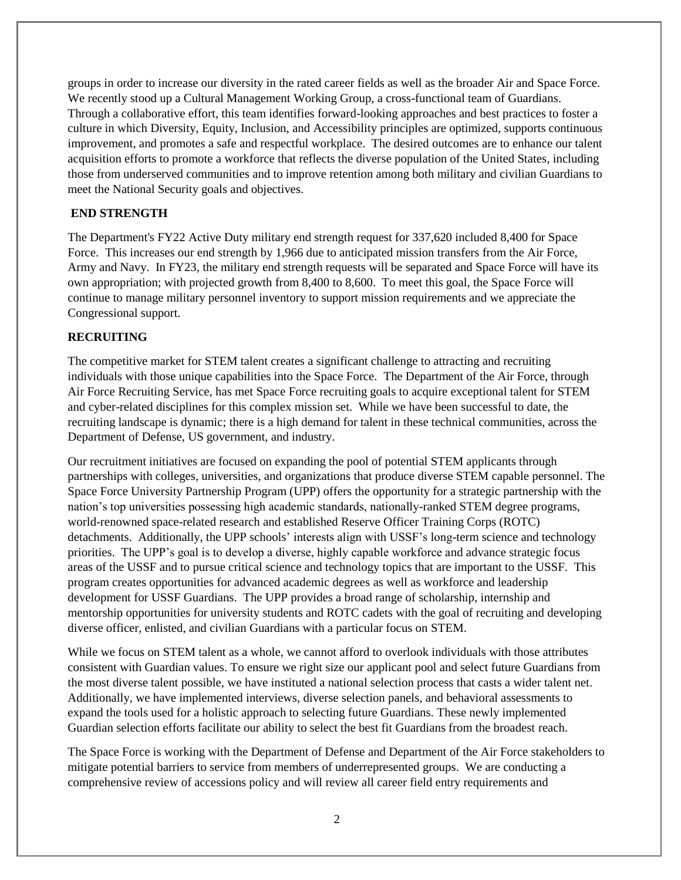groups in order to increase our diversity in the rated career fields as well as the broader Air and Space Force. We recently stood up a Cultural Management Working Group, a cross-functional team of Guardians. Through a collaborative effort, this team identifies forward-looking approaches and best practices to foster a culture in which Diversity, Equity, Inclusion, and Accessibility principles are optimized, supports continuous improvement, and promotes a safe and respectful workplace. The desired outcomes are to enhance our talent acquisition efforts to promote a workforce that reflects the diverse population of the United States, including those from underserved communities and to improve retention among both military and civilian Guardians to meet the National Security goals and objectives.

## END STRENGTH

The Department's FY22 Active Duty military end strength request for 337,620 included 8,400 for Space Force. This increases our end strength by 1,966 due to anticipated mission transfers from the Air Force, Army and Navy. In FY23, the military end strength requests will be separated and Space Force will have its own appropriation; with projected growth from 8,400 to 8,600. To meet this goal, the Space Force will continue to manage military personnel inventory to support mission requirements and we appreciate the Congressional support.

## RECRUITING

The competitive market for STEM talent creates a significant challenge to attracting and recruiting individuals with those unique capabilities into the Space Force. The Department of the Air Force, through Air Force Recruiting Service, has met Space Force recruiting goals to acquire exceptional talent for STEM and cyber-related disciplines for this complex mission set. While we have been successful to date, the recruiting landscape is dynamic; there is a high demand for talent in these technical communities, across the Department of Defense, US government, and industry.

Our recruitment initiatives are focused on expanding the pool of potential STEM applicants through partnerships with colleges, universities, and organizations that produce diverse STEM capable personnel. The Space Force University Partnership Program (UPP) offers the opportunity for a strategic partnership with the nation's top universities possessing high academic standards, nationally-ranked STEM degree programs, world-renowned space-related research and established Reserve Officer Training Corps (ROTC) detachments. Additionally, the UPP schools' interests align with USSF's long-term science and technology priorities. The UPP's goal is to develop a diverse, highly capable workforce and advance strategic focus areas of the USSF and to pursue critical science and technology topics that are important to the USSF. This program creates opportunities for advanced academic degrees as well as workforce and leadership development for USSF Guardians. The UPP provides a broad range of scholarship, internship and mentorship opportunities for university students and ROTC cadets with the goal of recruiting and developing diverse officer, enlisted, and civilian Guardians with a particular focus on STEM.

While we focus on STEM talent as a whole, we cannot afford to overlook individuals with those attributes consistent with Guardian values. To ensure we right size our applicant pool and select future Guardians from the most diverse talent possible, we have instituted a national selection process that casts a wider talent net. Additionally, we have implemented interviews, diverse selection panels, and behavioral assessments to expand the tools used for a holistic approach to selecting future Guardians. These newly implemented Guardian selection efforts facilitate our ability to select the best fit Guardians from the broadest reach.

The Space Force is working with the Department of Defense and Department of the Air Force stakeholders to mitigate potential barriers to service from members of underrepresented groups. We are conducting a comprehensive review of accessions policy and will review all career field entry requirements and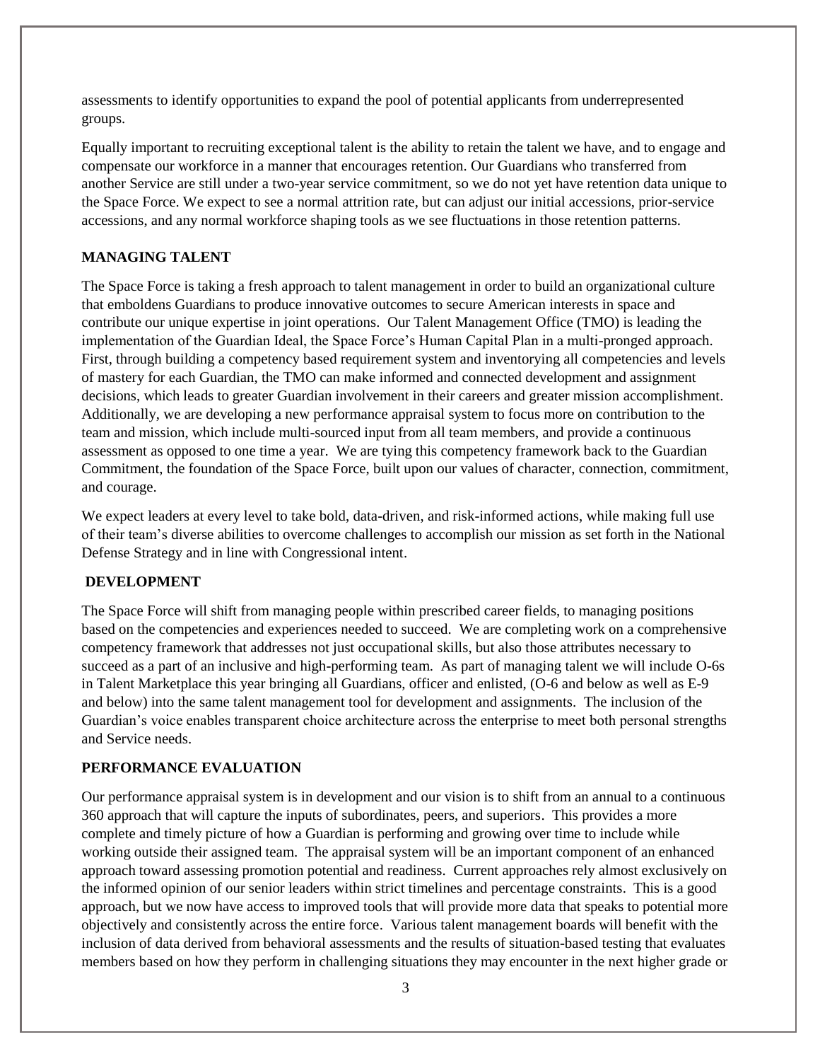assessments to identify opportunities to expand the pool of potential applicants from underrepresented groups.

Equally important to recruiting exceptional talent is the ability to retain the talent we have, and to engage and compensate our workforce in a manner that encourages retention. Our Guardians who transferred from another Service are still under a two-year service commitment, so we do not yet have retention data unique to the Space Force. We expect to see a normal attrition rate, but can adjust our initial accessions, prior-service accessions, and any normal workforce shaping tools as we see fluctuations in those retention patterns.

## MANAGING TALENT

The Space Force is taking a fresh approach to talent management in order to build an organizational culture that emboldens Guardians to produce innovative outcomes to secure American interests in space and contribute our unique expertise in joint operations. Our Talent Management Office (TMO) is leading the implementation of the Guardian Ideal, the Space Force's Human Capital Plan in a multi-pronged approach. First, through building a competency based requirement system and inventorying all competencies and levels of mastery for each Guardian, the TMO can make informed and connected development and assignment decisions, which leads to greater Guardian involvement in their careers and greater mission accomplishment. Additionally, we are developing a new performance appraisal system to focus more on contribution to the team and mission, which include multi-sourced input from all team members, and provide a continuous assessment as opposed to one time a year. We are tying this competency framework back to the Guardian Commitment, the foundation of the Space Force, built upon our values of character, connection, commitment, and courage.

We expect leaders at every level to take bold, data-driven, and risk-informed actions, while making full use of their team's diverse abilities to overcome challenges to accomplish our mission as set forth in the National Defense Strategy and in line with Congressional intent.

## DEVELOPMENT

The Space Force will shift from managing people within prescribed career fields, to managing positions based on the competencies and experiences needed to succeed. We are completing work on a comprehensive competency framework that addresses not just occupational skills, but also those attributes necessary to succeed as a part of an inclusive and high-performing team. As part of managing talent we will include O-6s in Talent Marketplace this year bringing all Guardians, officer and enlisted, (O-6 and below as well as E-9 and below) into the same talent management tool for development and assignments. The inclusion of the Guardian's voice enables transparent choice architecture across the enterprise to meet both personal strengths and Service needs.

## PERFORMANCE EVALUATION

Our performance appraisal system is in development and our vision is to shift from an annual to a continuous 360 approach that will capture the inputs of subordinates, peers, and superiors. This provides a more complete and timely picture of how a Guardian is performing and growing over time to include while working outside their assigned team. The appraisal system will be an important component of an enhanced approach toward assessing promotion potential and readiness. Current approaches rely almost exclusively on the informed opinion of our senior leaders within strict timelines and percentage constraints. This is a good approach, but we now have access to improved tools that will provide more data that speaks to potential more objectively and consistently across the entire force. Various talent management boards will benefit with the inclusion of data derived from behavioral assessments and the results of situation-based testing that evaluates members based on how they perform in challenging situations they may encounter in the next higher grade or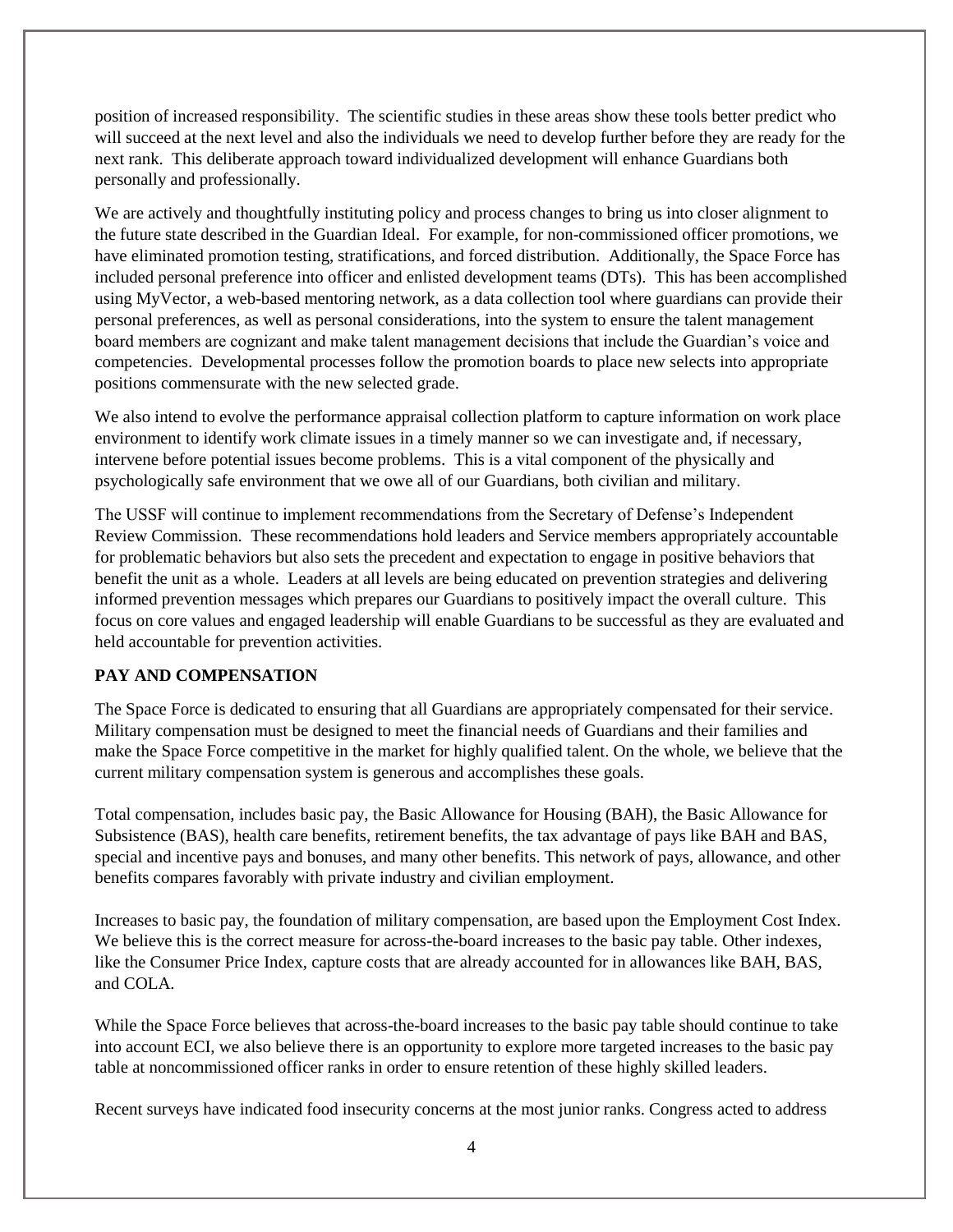position of increased responsibility. The scientific studies in these areas show these tools better predict who will succeed at the next level and also the individuals we need to develop further before they are ready for the next rank. This deliberate approach toward individualized development will enhance Guardians both personally and professionally.

We are actively and thoughtfully instituting policy and process changes to bring us into closer alignment to the future state described in the Guardian Ideal. For example, for non-commissioned officer promotions, we have eliminated promotion testing, stratifications, and forced distribution. Additionally, the Space Force has included personal preference into officer and enlisted development teams (DTs). This has been accomplished using MyVector, a web-based mentoring network, as a data collection tool where guardians can provide their personal preferences, as well as personal considerations, into the system to ensure the talent management board members are cognizant and make talent management decisions that include the Guardian's voice and competencies. Developmental processes follow the promotion boards to place new selects into appropriate positions commensurate with the new selected grade.

We also intend to evolve the performance appraisal collection platform to capture information on work place environment to identify work climate issues in a timely manner so we can investigate and, if necessary, intervene before potential issues become problems. This is a vital component of the physically and psychologically safe environment that we owe all of our Guardians, both civilian and military.

The USSF will continue to implement recommendations from the Secretary of Defense's Independent Review Commission. These recommendations hold leaders and Service members appropriately accountable for problematic behaviors but also sets the precedent and expectation to engage in positive behaviors that benefit the unit as a whole. Leaders at all levels are being educated on prevention strategies and delivering informed prevention messages which prepares our Guardians to positively impact the overall culture. This focus on core values and engaged leadership will enable Guardians to be successful as they are evaluated and held accountable for prevention activities.

**PAY AND COMPENSATION**

The Space Force is dedicated to ensuring that all Guardians are appropriately compensated for their service. Military compensation must be designed to meet the financial needs of Guardians and their families and make the Space Force competitive in the market for highly qualified talent. On the whole, we believe that the current military compensation system is generous and accomplishes these goals.

Total compensation, includes basic pay, the Basic Allowance for Housing (BAH), the Basic Allowance for Subsistence (BAS), health care benefits, retirement benefits, the tax advantage of pays like BAH and BAS, special and incentive pays and bonuses, and many other benefits. This network of pays, allowance, and other benefits compares favorably with private industry and civilian employment.

Increases to basic pay, the foundation of military compensation, are based upon the Employment Cost Index. We believe this is the correct measure for across-the-board increases to the basic pay table. Other indexes, like the Consumer Price Index, capture costs that are already accounted for in allowances like BAH, BAS, and COLA.

While the Space Force believes that across-the-board increases to the basic pay table should continue to take into account ECI, we also believe there is an opportunity to explore more targeted increases to the basic pay table at noncommissioned officer ranks in order to ensure retention of these highly skilled leaders.

Recent surveys have indicated food insecurity concerns at the most junior ranks. Congress acted to address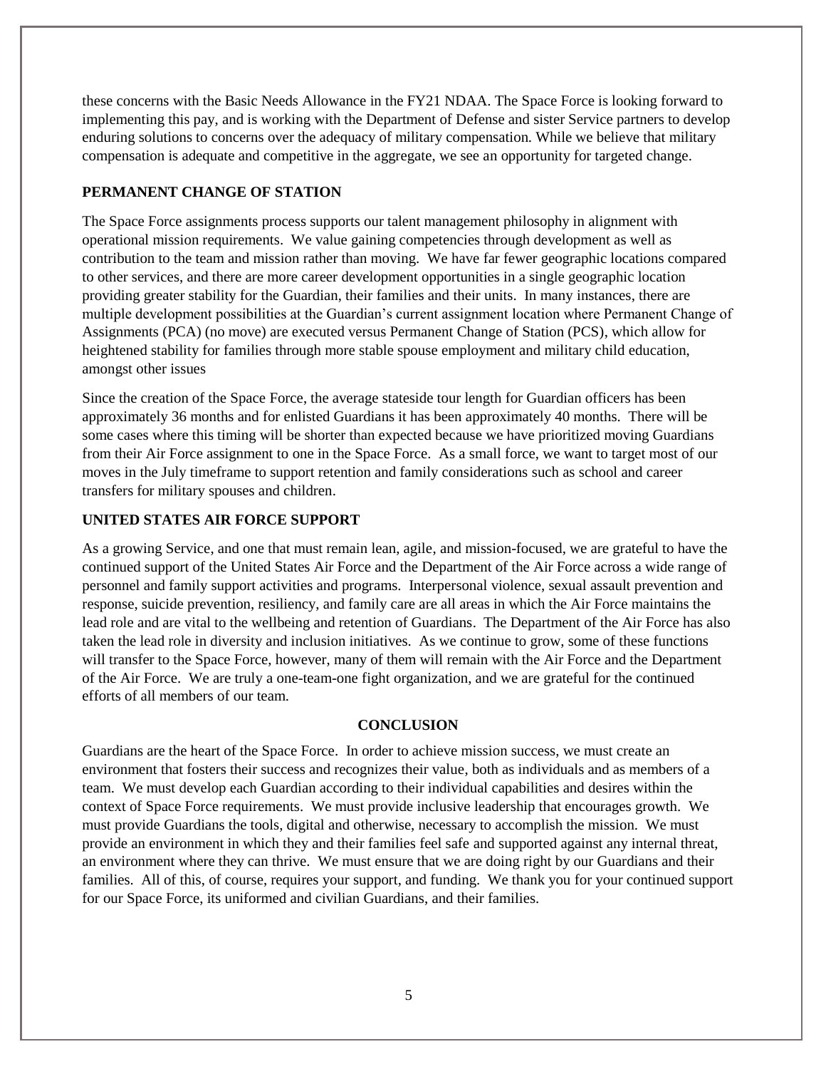these concerns with the Basic Needs Allowance in the FY21 NDAA. The Space Force is looking forward to implementing this pay, and is working with the Department of Defense and sister Service partners to develop enduring solutions to concerns over the adequacy of military compensation. While we believe that military compensation is adequate and competitive in the aggregate, we see an opportunity for targeted change.

**PERMANENT CHANGE OF STATION**

The Space Force assignments process supports our talent management philosophy in alignment with operational mission requirements. We value gaining competencies through development as well as contribution to the team and mission rather than moving. We have far fewer geographic locations compared to other services, and there are more career development opportunities in a single geographic location providing greater stability for the Guardian, their families and their units. In many instances, there are multiple development possibilities at the Guardian's current assignment location where Permanent Change of Assignments (PCA) (no move) are executed versus Permanent Change of Station (PCS), which allow for heightened stability for families through more stable spouse employment and military child education, amongst other issues

Since the creation of the Space Force, the average stateside tour length for Guardian officers has been approximately 36 months and for enlisted Guardians it has been approximately 40 months. There will be some cases where this timing will be shorter than expected because we have prioritized moving Guardians from their Air Force assignment to one in the Space Force. As a small force, we want to target most of our moves in the July timeframe to support retention and family considerations such as school and career transfers for military spouses and children.

**UNITED STATES AIR FORCE SUPPORT**

As a growing Service, and one that must remain lean, agile, and mission-focused, we are grateful to have the continued support of the United States Air Force and the Department of the Air Force across a wide range of personnel and family support activities and programs. Interpersonal violence, sexual assault prevention and response, suicide prevention, resiliency, and family care are all areas in which the Air Force maintains the lead role and are vital to the wellbeing and retention of Guardians. The Department of the Air Force has also taken the lead role in diversity and inclusion initiatives. As we continue to grow, some of these functions will transfer to the Space Force, however, many of them will remain with the Air Force and the Department of the Air Force. We are truly a one-team-one fight organization, and we are grateful for the continued efforts of all members of our team.

## CONCLUSION

Guardians are the heart of the Space Force. In order to achieve mission success, we must create an environment that fosters their success and recognizes their value, both as individuals and as members of a team. We must develop each Guardian according to their individual capabilities and desires within the context of Space Force requirements. We must provide inclusive leadership that encourages growth. We must provide Guardians the tools, digital and otherwise, necessary to accomplish the mission. We must provide an environment in which they and their families feel safe and supported against any internal threat, an environment where they can thrive. We must ensure that we are doing right by our Guardians and their families. All of this, of course, requires your support, and funding. We thank you for your continued support for our Space Force, its uniformed and civilian Guardians, and their families.